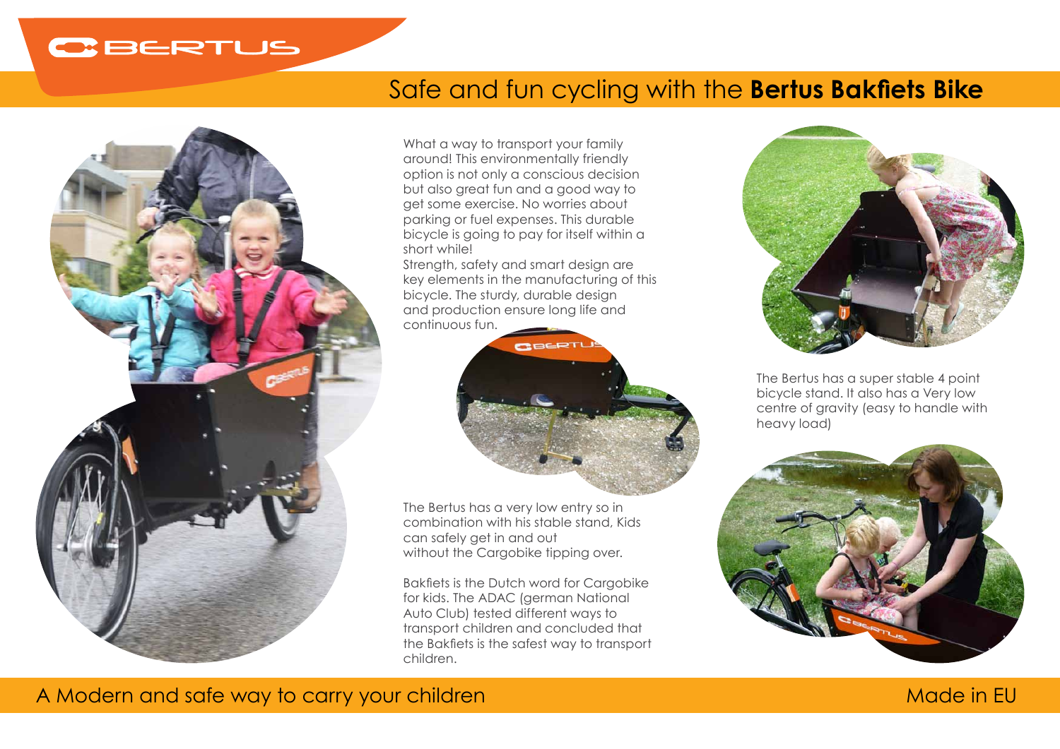BERTUS

# Safe and fun cycling with the **Bertus Bakfiets Bike**

What a way to transport your family around! This environmentally friendly option is not only a conscious decision but also great fun and a good way to get some exercise. No worries about parking or fuel expenses. This durable bicycle is going to pay for itself within a short while!
Strength, safety and smart design are key elements in the manufacturing of this bicycle. The sturdy, durable design and production ensure long life and continuous fun.

The Bertus has a very low entry so in combination with his stable stand, Kids can safely get in and out without the Cargobike tipping over.

Bakfiets is the Dutch word for Cargobike for kids. The ADAC (german National Auto Club) tested different ways to transport children and concluded that the Bakfiets is the safest way to transport children.

The Bertus has a super stable 4 point bicycle stand. It also has a Very low centre of gravity (easy to handle with heavy load)

A Modern and safe way to carry your children

Made in EU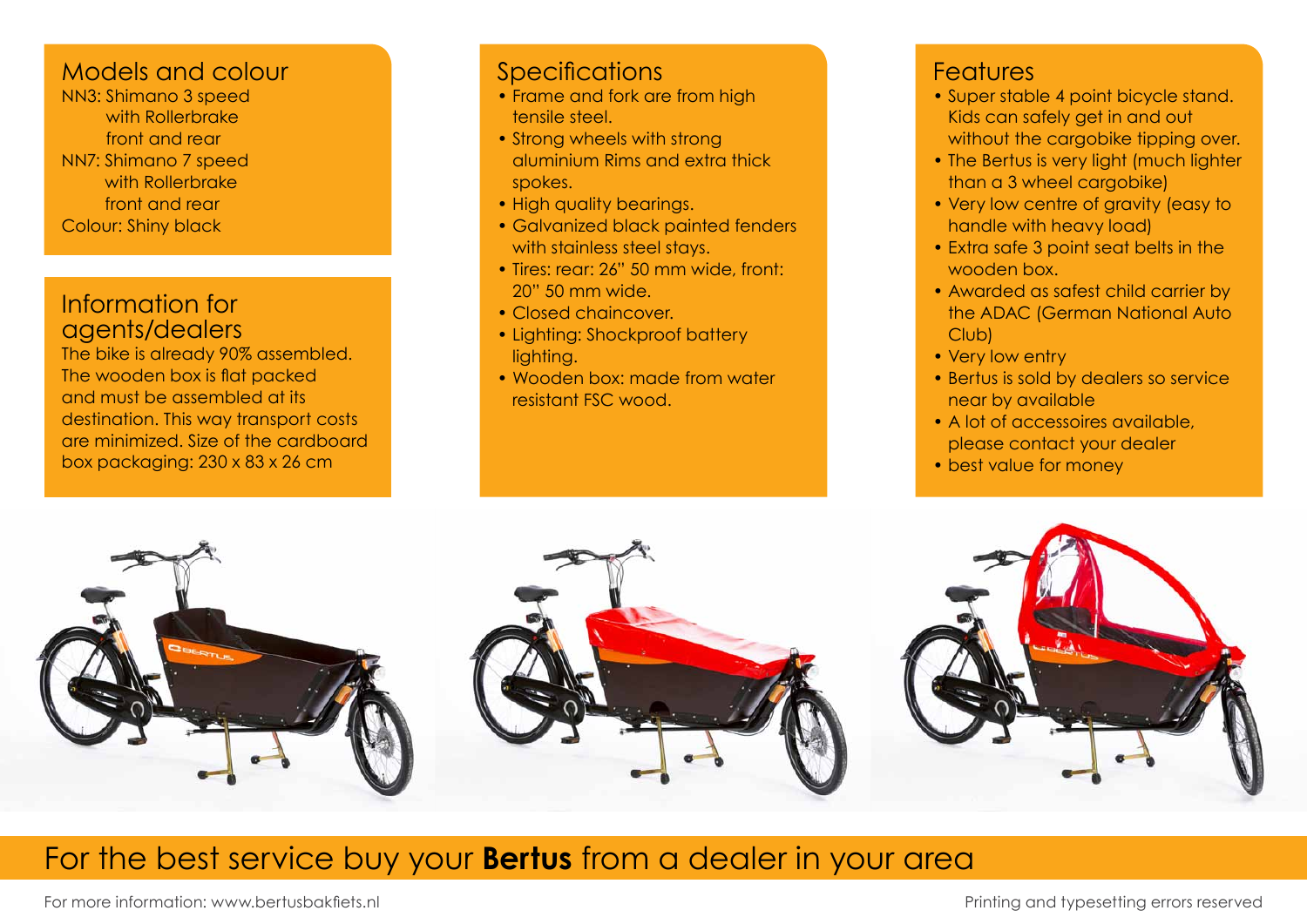## Models and colour

NN3: Shimano 3 speed with Rollerbrake front and rear
NN7: Shimano 7 speed with Rollerbrake front and rear
Colour: Shiny black

## Information for agents/dealers

The bike is already 90% assembled. The wooden box is flat packed and must be assembled at its destination. This way transport costs are minimized. Size of the cardboard box packaging: 230 x 83 x 26 cm

## Specifications

- Frame and fork are from high tensile steel.
- Strong wheels with strong aluminium Rims and extra thick spokes.
- High quality bearings.
- Galvanized black painted fenders with stainless steel stays.
- Tires: rear: 26" 50 mm wide, front: 20" 50 mm wide.
- Closed chaincover.
- Lighting: Shockproof battery lighting.
- Wooden box: made from water resistant FSC wood.

## Features

- Super stable 4 point bicycle stand. Kids can safely get in and out without the cargobike tipping over.
- The Bertus is very light (much lighter than a 3 wheel cargobike)
- Very low centre of gravity (easy to handle with heavy load)
- Extra safe 3 point seat belts in the wooden box.
- Awarded as safest child carrier by the ADAC (German National Auto Club)
- Very low entry
- Bertus is sold by dealers so service near by available
- A lot of accessoires available, please contact your dealer
- best value for money

# For the best service buy your **Bertus** from a dealer in your area

For more information: www.bertusbakfiets.nl

Printing and typesetting errors reserved